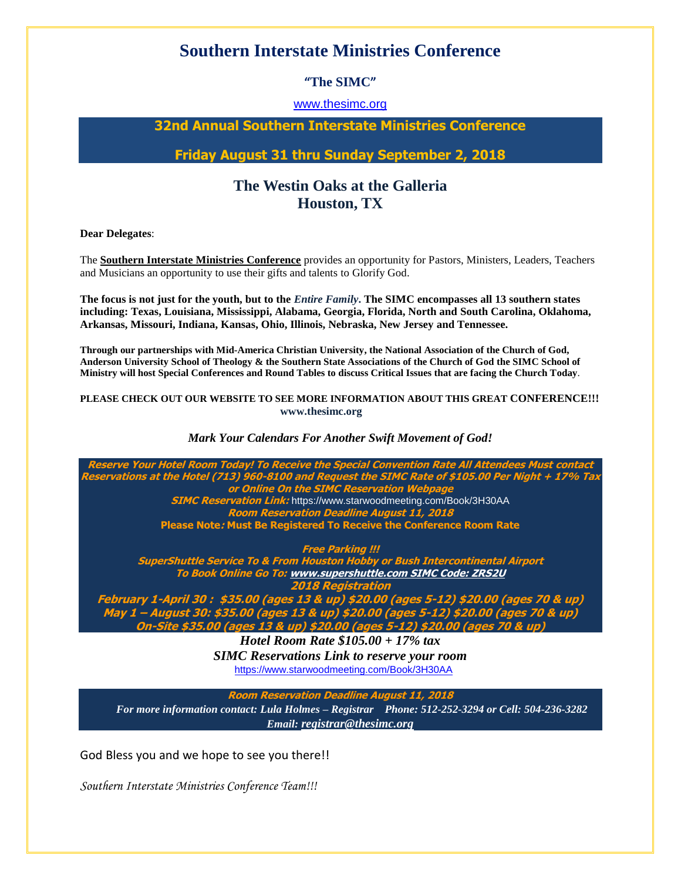# Southern Interstate Ministries Conference

### "The SIMC"

www.thesimc.org

## 32nd Annual Southern Interstate Ministries Conference

## Friday August 31 thru Sunday September 2, 2018

## The Westin Oaks at the Galleria
## Houston, TX

**Dear Delegates**:

The **Southern Interstate Ministries Conference** provides an opportunity for Pastors, Ministers, Leaders, Teachers and Musicians an opportunity to use their gifts and talents to Glorify God.

**The focus is not just for the youth, but to the *Entire Family*. The SIMC encompasses all 13 southern states including: Texas, Louisiana, Mississippi, Alabama, Georgia, Florida, North and South Carolina, Oklahoma, Arkansas, Missouri, Indiana, Kansas, Ohio, Illinois, Nebraska, New Jersey and Tennessee.**

**Through our partnerships with Mid-America Christian University, the National Association of the Church of God, Anderson University School of Theology & the Southern State Associations of the Church of God the SIMC School of Ministry will host Special Conferences and Round Tables to discuss Critical Issues that are facing the Church Today**.

**PLEASE CHECK OUT OUR WEBSITE TO SEE MORE INFORMATION ABOUT THIS GREAT CONFERENCE!!!**
**www.thesimc.org**

***Mark Your Calendars For Another Swift Movement of God!***

***Reserve Your Hotel Room Today! To Receive the Special Convention Rate All Attendees Must contact Reservations at the Hotel (713) 960-8100 and Request the SIMC Rate of $105.00 Per Night + 17% Tax or Online On the SIMC Reservation Webpage***

***SIMC Reservation Link:*** https://www.starwoodmeeting.com/Book/3H30AA

***Room Reservation Deadline August 11, 2018***

**Please Note: Must Be Registered To Receive the Conference Room Rate**

***Free Parking !!!***

***SuperShuttle Service To & From Houston Hobby or Bush Intercontinental Airport***

***To Book Online Go To: www.supershuttle.com SIMC Code: ZRS2U***

***2018 Registration***

***February 1-April 30 : $35.00 (ages 13 & up) $20.00 (ages 5-12) $20.00 (ages 70 & up)***

***May 1 – August 30: $35.00 (ages 13 & up) $20.00 (ages 5-12) $20.00 (ages 70 & up)***

***On-Site $35.00 (ages 13 & up) $20.00 (ages 5-12) $20.00 (ages 70 & up)***

***Hotel Room Rate $105.00 + 17% tax***

***SIMC Reservations Link to reserve your room***

https://www.starwoodmeeting.com/Book/3H30AA

***Room Reservation Deadline August 11, 2018***

***For more information contact: Lula Holmes – Registrar Phone: 512-252-3294 or Cell: 504-236-3282***

***Email: registrar@thesimc.org***

God Bless you and we hope to see you there!!

*Southern Interstate Ministries Conference Team!!!*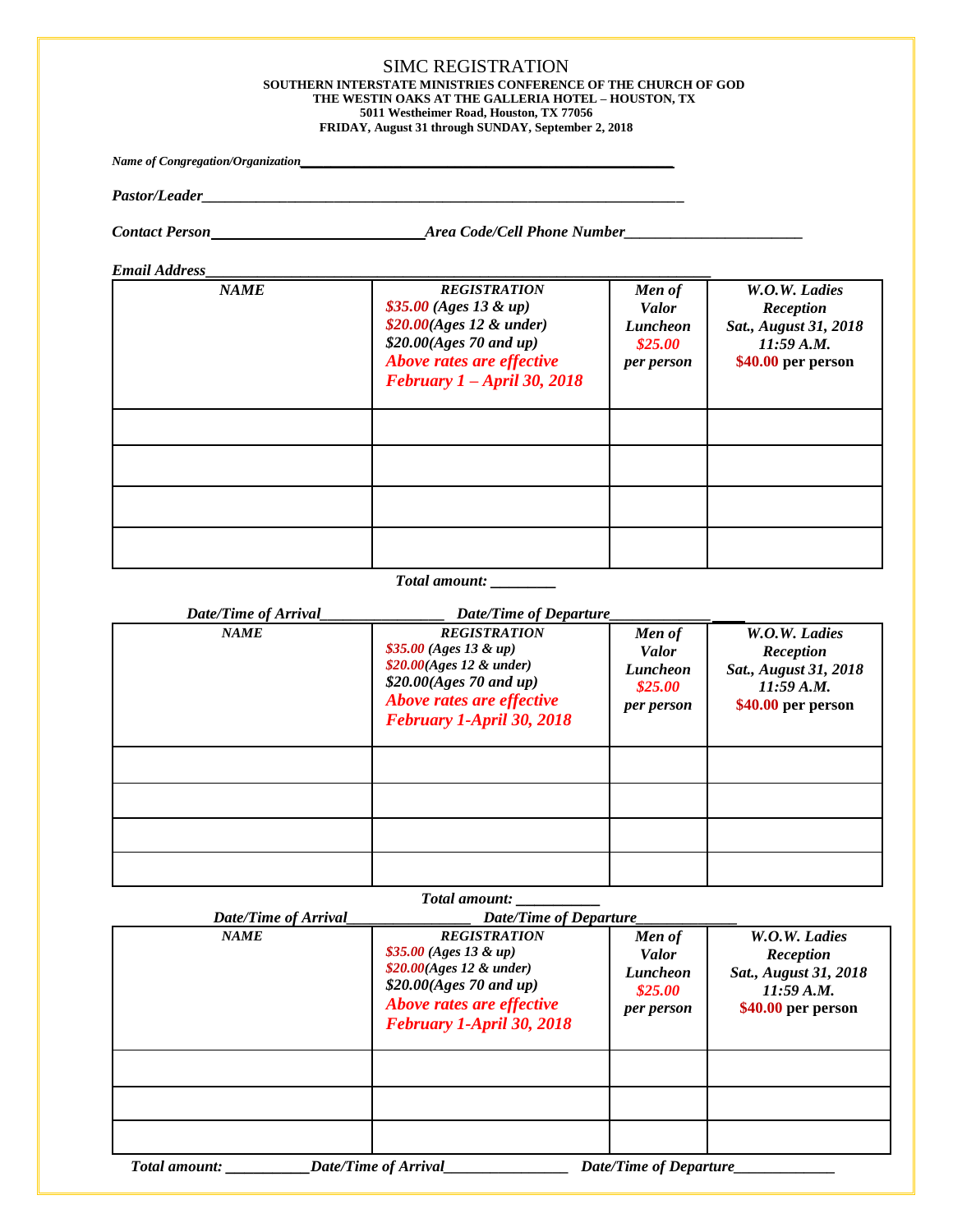# SIMC REGISTRATION

**SOUTHERN INTERSTATE MINISTRIES CONFERENCE OF THE CHURCH OF GOD**
**THE WESTIN OAKS AT THE GALLERIA HOTEL – HOUSTON, TX**
**5011 Westheimer Road, Houston, TX 77056**
**FRIDAY, August 31 through SUNDAY, September 2, 2018**

***Name of Congregation/Organization*___________________________________________________**

***Pastor/Leader*________________________________________________________________**

***Contact Person*___________________________ *Area Code/Cell Phone Number*______________________**

***Email Address*_______________________________________________________________**

| *NAME* | *REGISTRATION* *$35.00 (Ages 13 & up)* *$20.00(Ages 12 & under)* *$20.00(Ages 70 and up)* *Above rates are effective February 1 – April 30, 2018* | *Men of Valor Luncheon $25.00 per person* | *W.O.W. Ladies Reception Sat., August 31, 2018 11:59 A.M.* **$40.00 per person** |
|---|---|---|---|
| | | | |
| | | | |
| | | | |
| | | | |

***Total amount:* ________**

***Date/Time of Arrival*________________ *Date/Time of Departure*_________________**

| *NAME* | *REGISTRATION* *$35.00 (Ages 13 & up)* *$20.00(Ages 12 & under)* *$20.00(Ages 70 and up)* *Above rates are effective February 1-April 30, 2018* | *Men of Valor Luncheon $25.00 per person* | *W.O.W. Ladies Reception Sat., August 31, 2018 11:59 A.M.* **$40.00 per person** |
|---|---|---|---|
| | | | |
| | | | |
| | | | |
| | | | |

***Total amount:* ___________**

***Date/Time of Arrival*________________ *Date/Time of Departure*_____________**

| *NAME* | *REGISTRATION* *$35.00 (Ages 13 & up)* *$20.00(Ages 12 & under)* *$20.00(Ages 70 and up)* *Above rates are effective February 1-April 30, 2018* | *Men of Valor Luncheon $25.00 per person* | *W.O.W. Ladies Reception Sat., August 31, 2018 11:59 A.M.* **$40.00 per person** |
|---|---|---|---|
| | | | |
| | | | |
| | | | |

***Total amount:* ___________ *Date/Time of Arrival*________________ *Date/Time of Departure*_____________**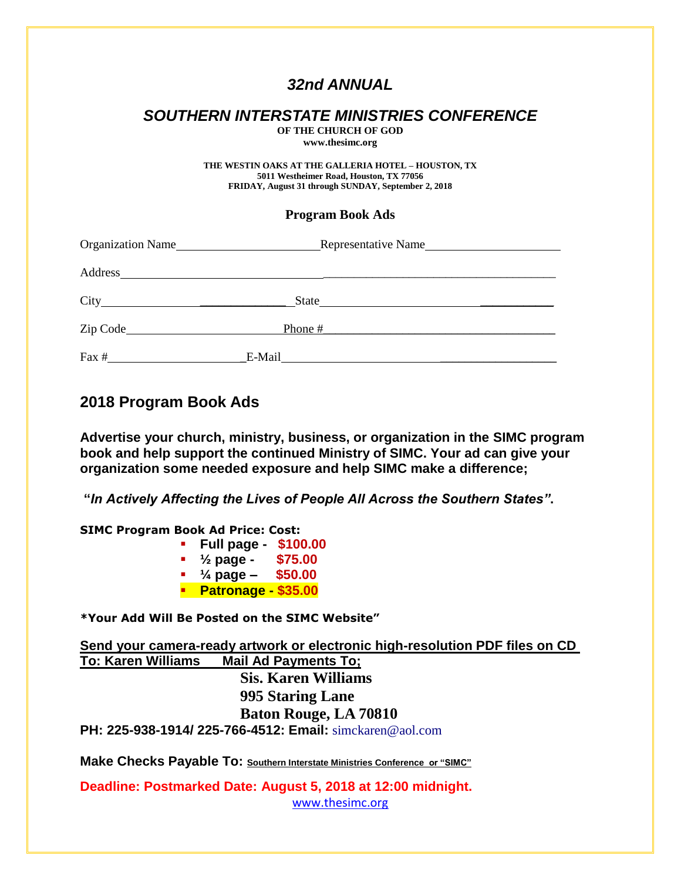# *32nd ANNUAL*

## *SOUTHERN INTERSTATE MINISTRIES CONFERENCE*

**OF THE CHURCH OF GOD**

**www.thesimc.org**

**THE WESTIN OAKS AT THE GALLERIA HOTEL – HOUSTON, TX**
**5011 Westheimer Road, Houston, TX 77056**
**FRIDAY, August 31 through SUNDAY, September 2, 2018**

**Program Book Ads**

Organization Name______________________ Representative Name______________________

Address____________________________________________________________________

City____________________________ State____________________________________

Zip Code______________________ Phone #____________________________________

Fax #______________________ E-Mail________________________________________

## 2018 Program Book Ads

**Advertise your church, ministry, business, or organization in the SIMC program book and help support the continued Ministry of SIMC. Your ad can give your organization some needed exposure and help SIMC make a difference;**

**"*In Actively Affecting the Lives of People All Across the Southern States"*.**

**SIMC Program Book Ad Price: Cost:**

- **Full page - $100.00**
- **½ page - $75.00**
- **¼ page – $50.00**
- **Patronage - $35.00**

**\*Your Add Will Be Posted on the SIMC Website"**

**Send your camera-ready artwork or electronic high-resolution PDF files on CD To: Karen Williams Mail Ad Payments To;**

**Sis. Karen Williams**
**995 Staring Lane**
**Baton Rouge, LA 70810**

**PH: 225-938-1914/ 225-766-4512: Email:** simckaren@aol.com

**Make Checks Payable To:** **Southern Interstate Ministries Conference or "SIMC"**

**Deadline: Postmarked Date: August 5, 2018 at 12:00 midnight.**

www.thesimc.org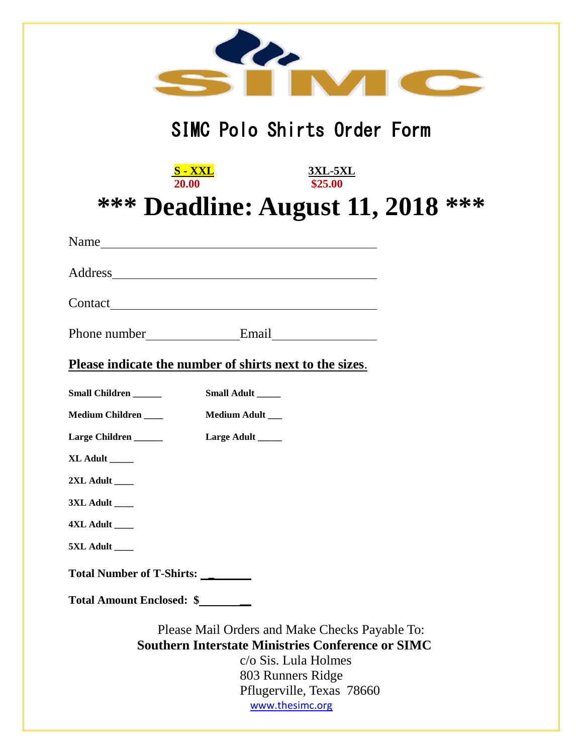SIMC

# SIMC Polo Shirts Order Form

**S - XXL** **20.00**

**3XL-5XL** **$25.00**

# *** Deadline: August 11, 2018 ***

Name\_\_\_\_\_\_\_\_\_\_\_\_\_\_\_\_\_\_\_\_\_\_\_\_\_\_\_\_\_\_\_\_\_\_\_\_\_\_\_\_\_\_

Address\_\_\_\_\_\_\_\_\_\_\_\_\_\_\_\_\_\_\_\_\_\_\_\_\_\_\_\_\_\_\_\_\_\_\_\_\_\_\_\_

Contact\_\_\_\_\_\_\_\_\_\_\_\_\_\_\_\_\_\_\_\_\_\_\_\_\_\_\_\_\_\_\_\_\_\_\_\_\_\_\_\_

Phone number\_\_\_\_\_\_\_\_\_\_\_\_\_\_\_\_Email\_\_\_\_\_\_\_\_\_\_\_\_\_\_\_\_

**Please indicate the number of shirts next to the sizes.**

**Small Children ______** **Small Adult _____**

**Medium Children ____** **Medium Adult ___**

**Large Children ______** **Large Adult _____**

**XL Adult _____**

**2XL Adult ____**

**3XL Adult ____**

**4XL Adult ____**

**5XL Adult ____**

**Total Number of T-Shirts: ________**

**Total Amount Enclosed: $________**

Please Mail Orders and Make Checks Payable To:
**Southern Interstate Ministries Conference or SIMC**
c/o Sis. Lula Holmes
803 Runners Ridge
Pflugerville, Texas 78660
www.thesimc.org